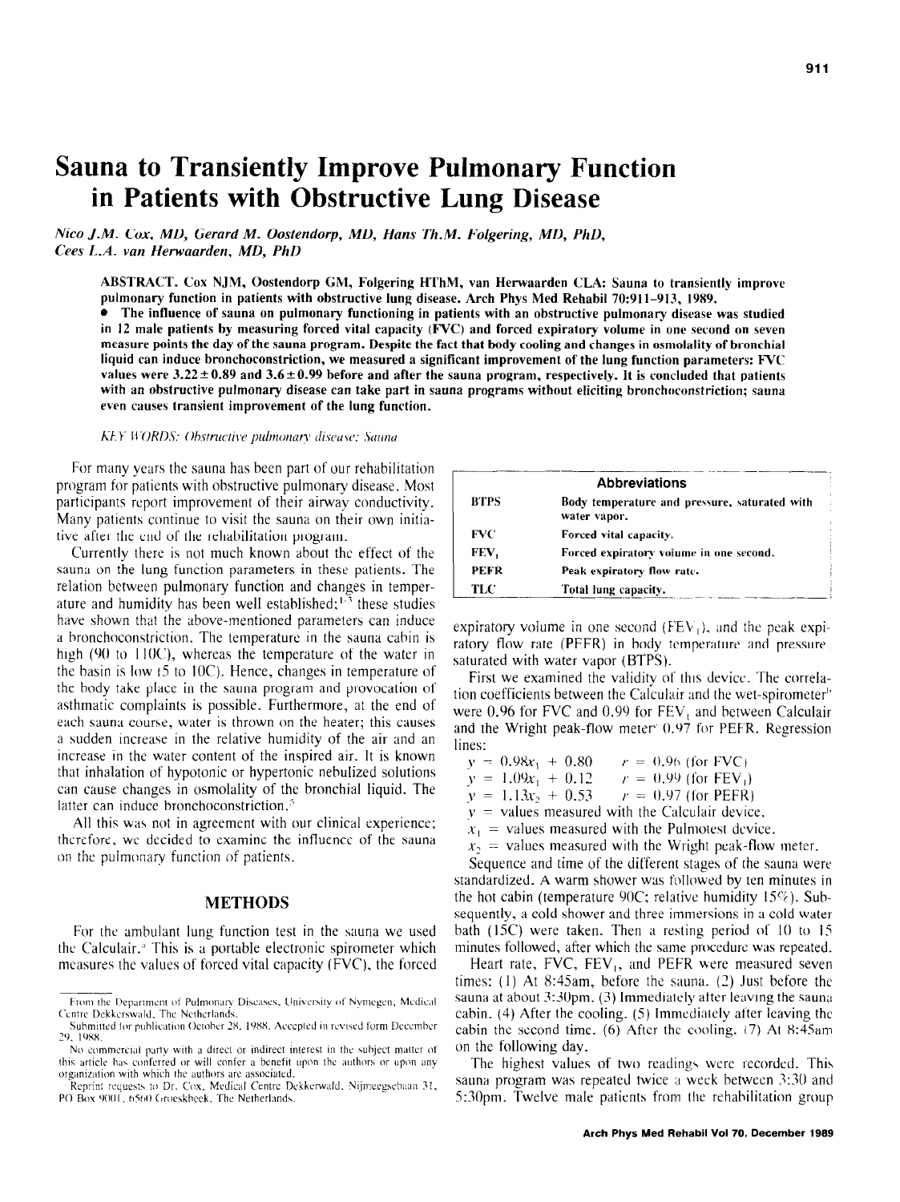# Sauna to Transiently Improve Pulmonary Function in Patients with Obstructive Lung Disease

*Nico J.M. Cox, MD, Gerard M. Oostendorp, MD, Hans Th.M. Folgering, MD, PhD, Cees L.A. van Herwaarden, MD, PhD*

**ABSTRACT.** Cox NJM, Oostendorp GM, Folgering HThM, van Herwaarden CLA: Sauna to transiently improve pulmonary function in patients with obstructive lung disease. Arch Phys Med Rehabil 70:911-913, 1989.

• **The influence of sauna on pulmonary functioning in patients with an obstructive pulmonary disease was studied in 12 male patients by measuring forced vital capacity (FVC) and forced expiratory volume in one second on seven measure points the day of the sauna program. Despite the fact that body cooling and changes in osmolality of bronchial liquid can induce bronchoconstriction, we measured a significant improvement of the lung function parameters: FVC values were 3.22 ± 0.89 and 3.6 ± 0.99 before and after the sauna program, respectively. It is concluded that patients with an obstructive pulmonary disease can take part in sauna programs without eliciting bronchoconstriction; sauna even causes transient improvement of the lung function.**

*KEY WORDS: Obstructive pulmonary disease; Sauna*

For many years the sauna has been part of our rehabilitation program for patients with obstructive pulmonary disease. Most participants report improvement of their airway conductivity. Many patients continue to visit the sauna on their own initiative after the end of the rehabilitation program.

Currently there is not much known about the effect of the sauna on the lung function parameters in these patients. The relation between pulmonary function and changes in temperature and humidity has been well established;[1-3] these studies have shown that the above-mentioned parameters can induce a bronchoconstriction. The temperature in the sauna cabin is high (90 to 110C), whereas the temperature of the water in the basin is low (5 to 10C). Hence, changes in temperature of the body take place in the sauna program and provocation of asthmatic complaints is possible. Furthermore, at the end of each sauna course, water is thrown on the heater; this causes a sudden increase in the relative humidity of the air and an increase in the water content of the inspired air. It is known that inhalation of hypotonic or hypertonic nebulized solutions can cause changes in osmolality of the bronchial liquid. The latter can induce bronchoconstriction.[5]

All this was not in agreement with our clinical experience; therefore, we decided to examine the influence of the sauna on the pulmonary function of patients.

## METHODS

For the ambulant lung function test in the sauna we used the Calculair.[a] This is a portable electronic spirometer which measures the values of forced vital capacity (FVC), the forced expiratory volume in one second ($FEV_1$), and the peak expiratory flow rate (PEFR) in body temperature and pressure saturated with water vapor (BTPS).

| Abbreviations | |
|---|---|
| BTPS | Body temperature and pressure, saturated with water vapor. |
| FVC | Forced vital capacity. |
| $FEV_1$ | Forced expiratory volume in one second. |
| PEFR | Peak expiratory flow rate. |
| TLC | Total lung capacity. |

First we examined the validity of this device. The correlation coefficients between the Calculair and the wet-spirometer[b] were 0.96 for FVC and 0.99 for $FEV_1$ and between Calculair and the Wright peak-flow meter[c] 0.97 for PEFR. Regression lines:

$y = 0.98x_1 + 0.80 \quad r = 0.96$ (for FVC)
$y = 1.09x_1 + 0.12 \quad r = 0.99$ (for $FEV_1$)
$y = 1.13x_2 + 0.53 \quad r = 0.97$ (for PEFR)
$y$ = values measured with the Calculair device.
$x_1$ = values measured with the Pulmotest device.
$x_2$ = values measured with the Wright peak-flow meter.

Sequence and time of the different stages of the sauna were standardized. A warm shower was followed by ten minutes in the hot cabin (temperature 90C; relative humidity 15%). Subsequently, a cold shower and three immersions in a cold water bath (15C) were taken. Then a resting period of 10 to 15 minutes followed, after which the same procedure was repeated.

Heart rate, FVC, $FEV_1$, and PEFR were measured seven times: (1) At 8:45am, before the sauna. (2) Just before the sauna at about 3:30pm. (3) Immediately after leaving the sauna cabin. (4) After the cooling. (5) Immediately after leaving the cabin the second time. (6) After the cooling. (7) At 8:45am on the following day.

The highest values of two readings were recorded. This sauna program was repeated twice a week between 3:30 and 5:30pm. Twelve male patients from the rehabilitation group

From the Department of Pulmonary Diseases, University of Nymegen, Medical Centre Dekkerswald, The Netherlands.

Submitted for publication October 28, 1988. Accepted in revised form December 29, 1988.

No commercial party with a direct or indirect interest in the subject matter of this article has conferred or will confer a benefit upon the authors or upon any organization with which the authors are associated.

Reprint requests to Dr. Cox, Medical Centre Dekkerwald, Nijmeegsebaan 31, PO Box 9001, 6560 Groesbeek, The Netherlands.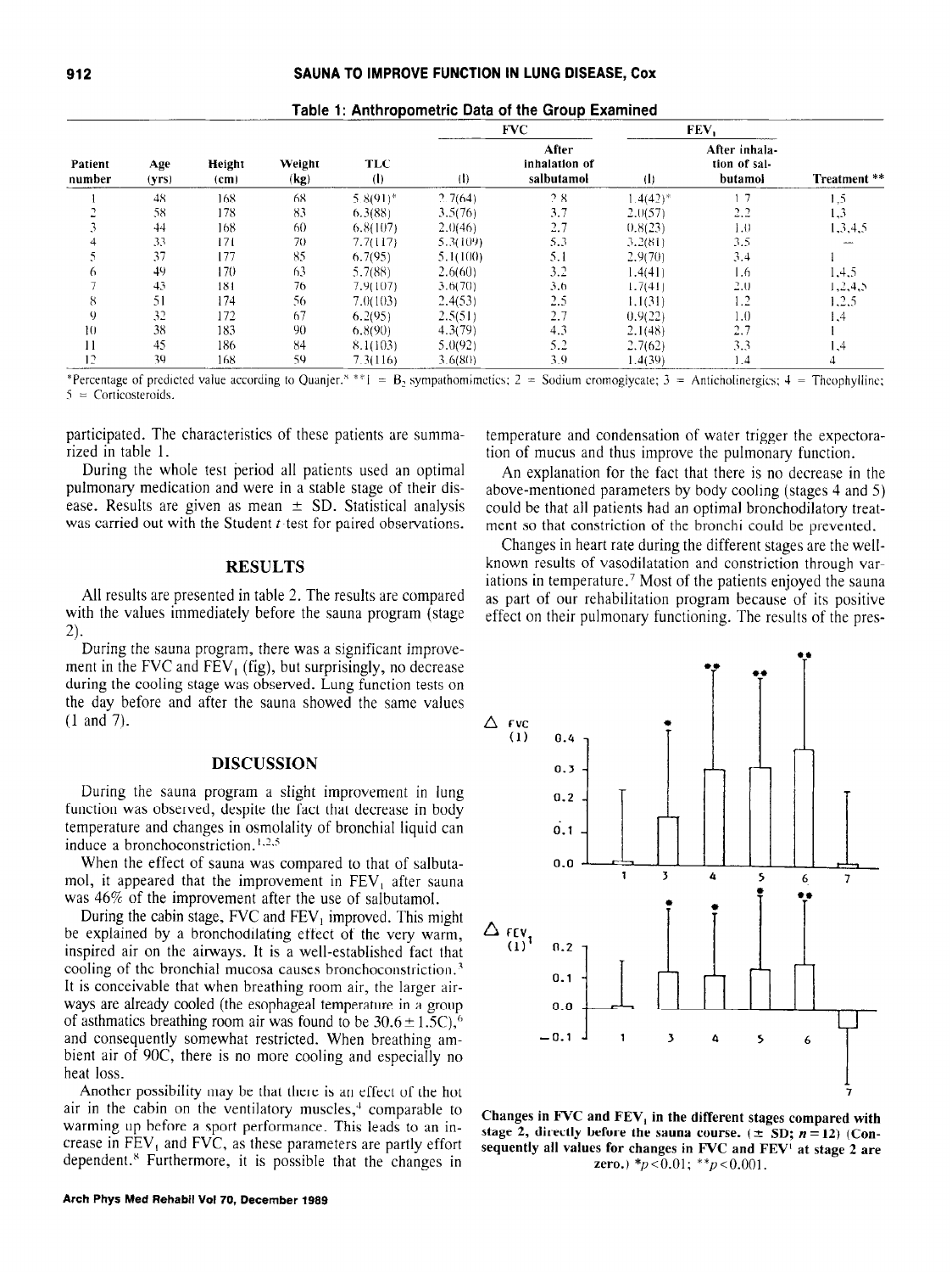**Table 1: Anthropometric Data of the Group Examined**

| Patient number | Age (yrs) | Height (cm) | Weight (kg) | TLC (l) | FVC (l) | FVC After inhalation of salbutamol | $FEV_1$ (l) | $FEV_1$ After inhalation of salbutamol | Treatment ** |
|---|---|---|---|---|---|---|---|---|---|
| 1 | 48 | 168 | 68 | 5.8(91)* | 2.7(64) | 2.8 | 1.4(42)* | 1.7 | 1,5 |
| 2 | 58 | 178 | 83 | 6.3(88) | 3.5(76) | 3.7 | 2.0(57) | 2.2 | 1,3 |
| 3 | 44 | 168 | 60 | 6.8(107) | 2.0(46) | 2.7 | 0.8(23) | 1.0 | 1,3,4,5 |
| 4 | 33 | 171 | 70 | 7.7(117) | 5.3(109) | 5.3 | 3.2(81) | 3.5 | — |
| 5 | 37 | 177 | 85 | 6.7(95) | 5.1(100) | 5.1 | 2.9(70) | 3.4 | 1 |
| 6 | 49 | 170 | 63 | 5.7(88) | 2.6(60) | 3.2 | 1.4(41) | 1.6 | 1,4,5 |
| 7 | 43 | 181 | 76 | 7.9(107) | 3.6(70) | 3.6 | 1.7(41) | 2.0 | 1,2,4,5 |
| 8 | 51 | 174 | 56 | 7.0(103) | 2.4(53) | 2.5 | 1.1(31) | 1.2 | 1,2,5 |
| 9 | 32 | 172 | 67 | 6.2(95) | 2.5(51) | 2.7 | 0.9(22) | 1.0 | 1,4 |
| 10 | 38 | 183 | 90 | 6.8(90) | 4.3(79) | 4.3 | 2.1(48) | 2.7 | 1 |
| 11 | 45 | 186 | 84 | 8.1(103) | 5.0(92) | 5.2 | 2.7(62) | 3.3 | 1,4 |
| 12 | 39 | 168 | 59 | 7.3(116) | 3.6(80) | 3.9 | 1.4(39) | 1.4 | 4 |

*Percentage of predicted value according to Quanjer.[8] **1 = $B_2$ sympathomimetics; 2 = Sodium cromoglycate; 3 = Anticholinergics; 4 = Theophylline; 5 = Corticosteroids.

participated. The characteristics of these patients are summarized in table 1.

During the whole test period all patients used an optimal pulmonary medication and were in a stable stage of their disease. Results are given as mean ± SD. Statistical analysis was carried out with the Student *t*-test for paired observations.

## RESULTS

All results are presented in table 2. The results are compared with the values immediately before the sauna program (stage 2).

During the sauna program, there was a significant improvement in the FVC and $FEV_1$ (fig), but surprisingly, no decrease during the cooling stage was observed. Lung function tests on the day before and after the sauna showed the same values (1 and 7).

## DISCUSSION

During the sauna program a slight improvement in lung function was observed, despite the fact that decrease in body temperature and changes in osmolality of bronchial liquid can induce a bronchoconstriction.[1,2,5]

When the effect of sauna was compared to that of salbutamol, it appeared that the improvement in $FEV_1$ after sauna was 46% of the improvement after the use of salbutamol.

During the cabin stage, FVC and $FEV_1$ improved. This might be explained by a bronchodilating effect of the very warm, inspired air on the airways. It is a well-established fact that cooling of the bronchial mucosa causes bronchoconstriction.[3] It is conceivable that when breathing room air, the larger airways are already cooled (the esophageal temperature in a group of asthmatics breathing room air was found to be 30.6 ± 1.5C),[6] and consequently somewhat restricted. When breathing ambient air of 90C, there is no more cooling and especially no heat loss.

Another possibility may be that there is an effect of the hot air in the cabin on the ventilatory muscles,[4] comparable to warming up before a sport performance. This leads to an increase in $FEV_1$ and FVC, as these parameters are partly effort dependent.[8] Furthermore, it is possible that the changes in temperature and condensation of water trigger the expectoration of mucus and thus improve the pulmonary function.

An explanation for the fact that there is no decrease in the above-mentioned parameters by body cooling (stages 4 and 5) could be that all patients had an optimal bronchodilatory treatment so that constriction of the bronchi could be prevented.

Changes in heart rate during the different stages are the well-known results of vasodilatation and constriction through variations in temperature.[7] Most of the patients enjoyed the sauna as part of our rehabilitation program because of its positive effect on their pulmonary functioning. The results of the pres-

**Changes in FVC and $FEV_1$ in the different stages compared with stage 2, directly before the sauna course.** (± SD; $n = 12$) (Consequently all values for changes in FVC and $FEV_1$ at stage 2 are zero.) \*$p < 0.01$; \*\*$p < 0.001$.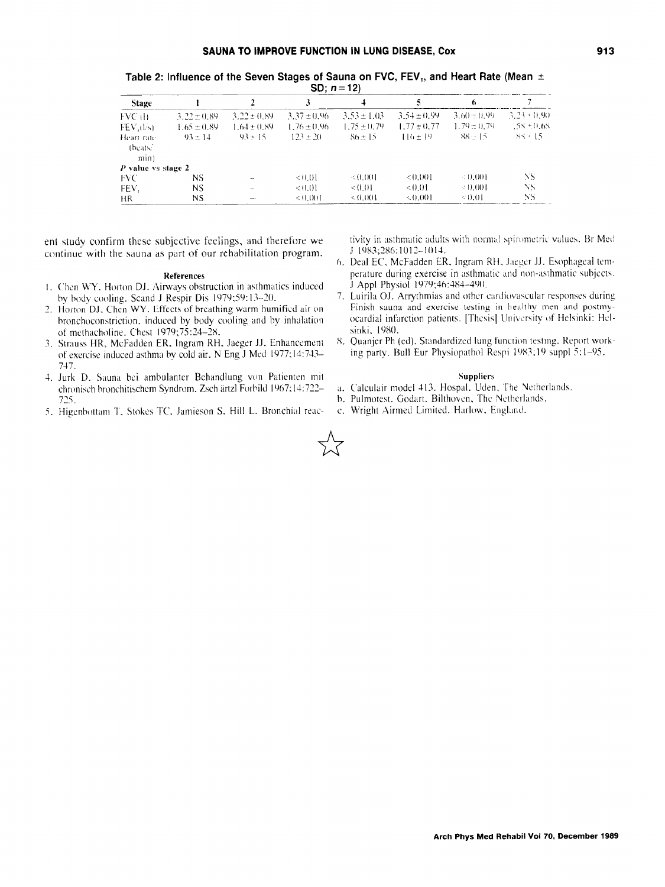Table 2: Influence of the Seven Stages of Sauna on FVC, $FEV_1$, and Heart Rate (Mean ± SD; $n = 12$)

| Stage | 1 | 2 | 3 | 4 | 5 | 6 | 7 |
|---|---|---|---|---|---|---|---|
| FVC (l) | 3.22 ± 0.89 | 3.22 ± 0.89 | 3.37 ± 0.96 | 3.53 ± 1.03 | 3.54 ± 0.99 | 3.60 ± 0.99 | 3.23 ± 0.90 |
| $FEV_1$(l/s) | 1.65 ± 0.89 | 1.64 ± 0.89 | 1.76 ± 0.96 | 1.75 ± 0.79 | 1.77 ± 0.77 | 1.79 ± 0.79 | .58 ± 0.68 |
| Heart rate (beats/min) | 93 ± 14 | 93 ± 15 | 123 ± 20 | 86 ± 15 | 116 ± 19 | 88 ± 15 | 88 ± 15 |
| *P* value vs stage 2 | | | | | | | |
| FVC | NS | – | < 0.01 | < 0.001 | < 0.001 | < 0.001 | NS |
| $FEV_1$ | NS | – | < 0.01 | < 0.01 | < 0.01 | < 0.001 | NS |
| HR | NS | – | < 0.001 | < 0.001 | < 0.001 | < 0.01 | NS |

ent study confirm these subjective feelings, and therefore we continue with the sauna as part of our rehabilitation program.

### References

1. Chen WY, Horton DJ. Airways obstruction in asthmatics induced by body cooling. Scand J Respir Dis 1979;59:13–20.
2. Horton DJ, Chen WY. Effects of breathing warm humified air on bronchoconstriction, induced by body cooling and by inhalation of methacholine. Chest 1979;75:24–28.
3. Strauss HR, McFadden ER, Ingram RH, Jaeger JJ. Enhancement of exercise induced asthma by cold air. N Eng J Med 1977;14:743–747.
4. Jurk D. Sauna bei ambulanter Behandlung von Patienten mit chronisch bronchitischem Syndrom. Zsch ärztl Forbild 1967;14:722–725.
5. Higenbottam T, Stokes TC, Jamieson S, Hill L. Bronchial reactivity in asthmatic adults with normal spirometric values. Br Med J 1983;286:1012–1014.
6. Deal EC, McFadden ER, Ingram RH, Jaeger JJ. Esophageal temperature during exercise in asthmatic and non-asthmatic subjects. J Appl Physiol 1979;46:484–490.
7. Luirila OJ. Arrythmias and other cardiovascular responses during Finish sauna and exercise testing in healthy men and postmyocardial infarction patients. [Thesis] University of Helsinki: Helsinki, 1980.
8. Quanjer Ph (ed). Standardized lung function testing. Report working party. Bull Eur Physiopathol Respi 1983;19 suppl 5:1–95.

### Suppliers

a. Calculair model 413. Hospal. Uden. The Netherlands.
b. Pulmotest. Godart. Bilthoven, The Netherlands.
c. Wright Airmed Limited. Harlow, England.